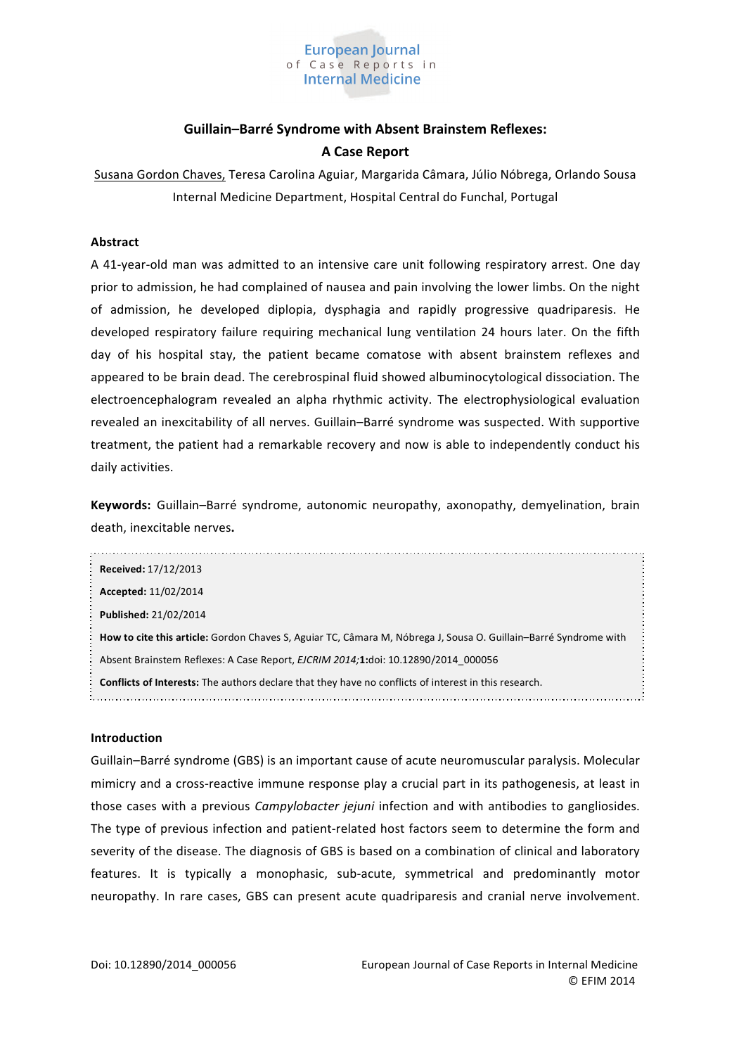European Journal of Case Reports in Internal Medicine

# Guillain–Barré Syndrome with Absent Brainstem Reflexes: A Case Report

Susana Gordon Chaves, Teresa Carolina Aguiar, Margarida Câmara, Júlio Nóbrega, Orlando Sousa

Internal Medicine Department, Hospital Central do Funchal, Portugal

## Abstract

A 41-year-old man was admitted to an intensive care unit following respiratory arrest. One day prior to admission, he had complained of nausea and pain involving the lower limbs. On the night of admission, he developed diplopia, dysphagia and rapidly progressive quadriparesis. He developed respiratory failure requiring mechanical lung ventilation 24 hours later. On the fifth day of his hospital stay, the patient became comatose with absent brainstem reflexes and appeared to be brain dead. The cerebrospinal fluid showed albuminocytological dissociation. The electroencephalogram revealed an alpha rhythmic activity. The electrophysiological evaluation revealed an inexcitability of all nerves. Guillain–Barré syndrome was suspected. With supportive treatment, the patient had a remarkable recovery and now is able to independently conduct his daily activities.

**Keywords:** Guillain–Barré syndrome, autonomic neuropathy, axonopathy, demyelination, brain death, inexcitable nerves**.**

**Received:** 17/12/2013

**Accepted:** 11/02/2014

**Published:** 21/02/2014

**How to cite this article:** Gordon Chaves S, Aguiar TC, Câmara M, Nóbrega J, Sousa O. Guillain–Barré Syndrome with Absent Brainstem Reflexes: A Case Report, *EJCRIM 2014;***1:**doi: 10.12890/2014_000056

**Conflicts of Interests:** The authors declare that they have no conflicts of interest in this research.

## Introduction

Guillain–Barré syndrome (GBS) is an important cause of acute neuromuscular paralysis. Molecular mimicry and a cross-reactive immune response play a crucial part in its pathogenesis, at least in those cases with a previous *Campylobacter jejuni* infection and with antibodies to gangliosides. The type of previous infection and patient-related host factors seem to determine the form and severity of the disease. The diagnosis of GBS is based on a combination of clinical and laboratory features. It is typically a monophasic, sub-acute, symmetrical and predominantly motor neuropathy. In rare cases, GBS can present acute quadriparesis and cranial nerve involvement.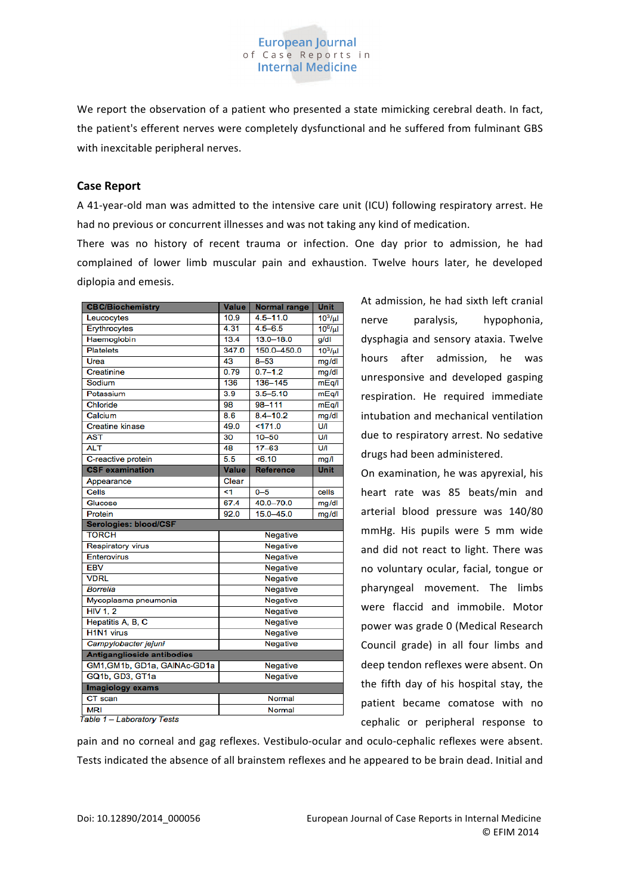We report the observation of a patient who presented a state mimicking cerebral death. In fact, the patient's efferent nerves were completely dysfunctional and he suffered from fulminant GBS with inexcitable peripheral nerves.

## Case Report

A 41-year-old man was admitted to the intensive care unit (ICU) following respiratory arrest. He had no previous or concurrent illnesses and was not taking any kind of medication.

There was no history of recent trauma or infection. One day prior to admission, he had complained of lower limb muscular pain and exhaustion. Twelve hours later, he developed diplopia and emesis.

| CBC/Biochemistry | Value | Normal range | Unit |
|---|---|---|---|
| Leucocytes | 10.9 | 4.5–11.0 | $10^3$/µl |
| Erythrocytes | 4.31 | 4.5–6.5 | $10^6$/µl |
| Haemoglobin | 13.4 | 13.0–18.0 | g/dl |
| Platelets | 347.0 | 150.0–450.0 | $10^3$/µl |
| Urea | 43 | 8–53 | mg/dl |
| Creatinine | 0.79 | 0.7–1.2 | mg/dl |
| Sodium | 136 | 136–145 | mEq/l |
| Potassium | 3.9 | 3.5–5.10 | mEq/l |
| Chloride | 98 | 98–111 | mEq/l |
| Calcium | 8.6 | 8.4–10.2 | mg/dl |
| Creatine kinase | 49.0 | <171.0 | U/l |
| AST | 30 | 10–50 | U/l |
| ALT | 48 | 17–63 | U/l |
| C-reactive protein | 5.5 | <6.10 | mg/l |
| **CSF examination** | **Value** | **Reference** | **Unit** |
| Appearance | Clear | | |
| Cells | <1 | 0–5 | cells |
| Glucose | 67.4 | 40.0–70.0 | mg/dl |
| Protein | 92.0 | 15.0–45.0 | mg/dl |
| **Serologies: blood/CSF** | | | |
| TORCH | Negative | | |
| Respiratory virus | Negative | | |
| Enterovirus | Negative | | |
| EBV | Negative | | |
| VDRL | Negative | | |
| *Borrelia* | Negative | | |
| Mycoplasma pneumonia | Negative | | |
| HIV 1, 2 | Negative | | |
| Hepatitis A, B, C | Negative | | |
| H1N1 virus | Negative | | |
| *Campylobacter jejuni* | Negative | | |
| **Antiganglioside antibodies** | | | |
| GM1,GM1b, GD1a, GAlNAc-GD1a | Negative | | |
| GQ1b, GD3, GT1a | Negative | | |
| **Imagiology exams** | | | |
| CT scan | Normal | | |
| MRI | Normal | | |

*Table 1 – Laboratory Tests*

At admission, he had sixth left cranial nerve paralysis, hypophonia, dysphagia and sensory ataxia. Twelve hours after admission, he was unresponsive and developed gasping respiration. He required immediate intubation and mechanical ventilation due to respiratory arrest. No sedative drugs had been administered.

On examination, he was apyrexial, his heart rate was 85 beats/min and arterial blood pressure was 140/80 mmHg. His pupils were 5 mm wide and did not react to light. There was no voluntary ocular, facial, tongue or pharyngeal movement. The limbs were flaccid and immobile. Motor power was grade 0 (Medical Research Council grade) in all four limbs and deep tendon reflexes were absent. On the fifth day of his hospital stay, the patient became comatose with no cephalic or peripheral response to pain and no corneal and gag reflexes. Vestibulo-ocular and oculo-cephalic reflexes were absent. Tests indicated the absence of all brainstem reflexes and he appeared to be brain dead. Initial and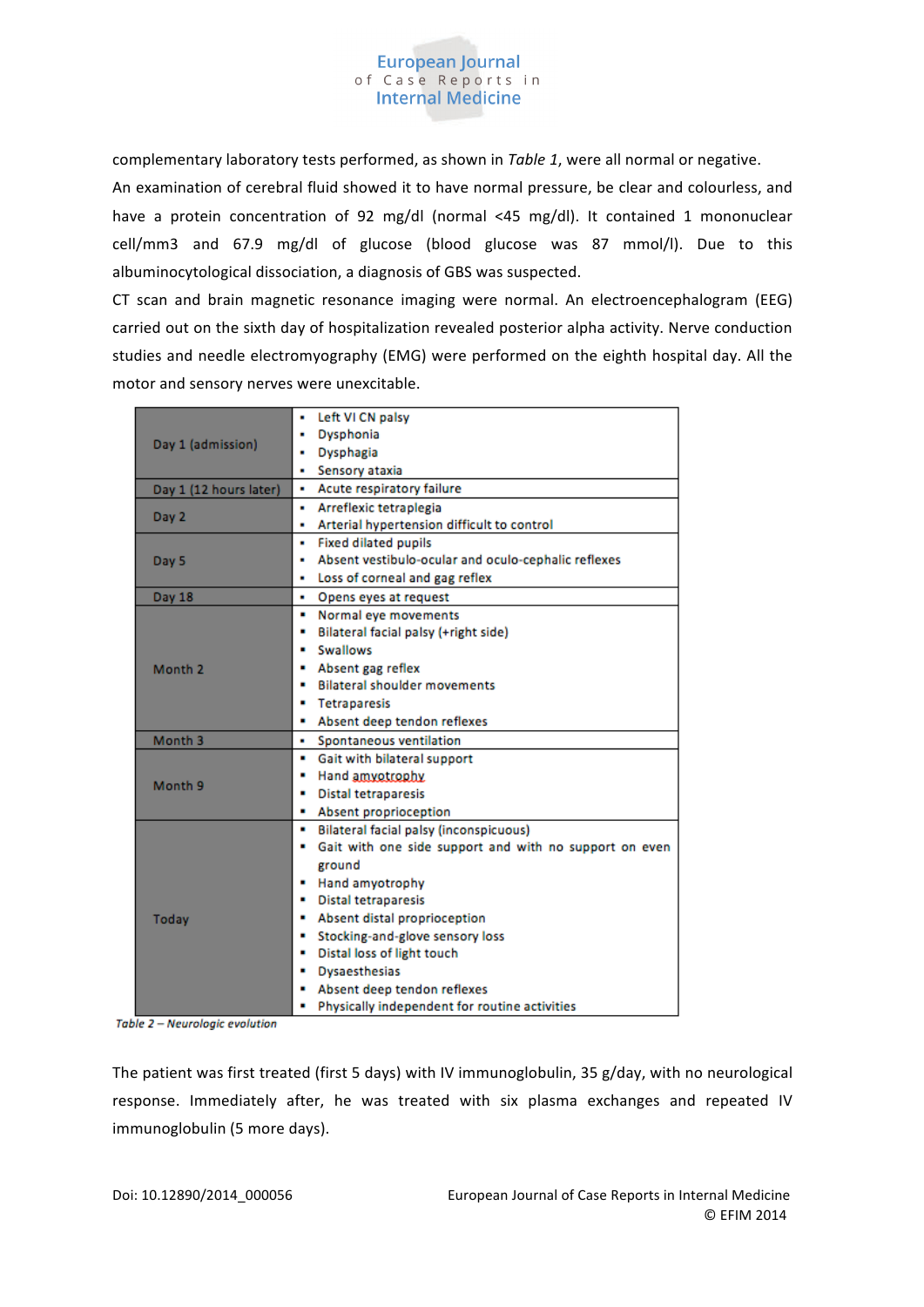complementary laboratory tests performed, as shown in *Table 1*, were all normal or negative.

An examination of cerebral fluid showed it to have normal pressure, be clear and colourless, and have a protein concentration of 92 mg/dl (normal <45 mg/dl). It contained 1 mononuclear cell/mm3 and 67.9 mg/dl of glucose (blood glucose was 87 mmol/l). Due to this albuminocytological dissociation, a diagnosis of GBS was suspected.

CT scan and brain magnetic resonance imaging were normal. An electroencephalogram (EEG) carried out on the sixth day of hospitalization revealed posterior alpha activity. Nerve conduction studies and needle electromyography (EMG) were performed on the eighth hospital day. All the motor and sensory nerves were unexcitable.

| | |
|---|---|
| Day 1 (admission) | ▪ Left VI CN palsy<br>▪ Dysphonia<br>▪ Dysphagia<br>▪ Sensory ataxia |
| Day 1 (12 hours later) | ▪ Acute respiratory failure |
| Day 2 | ▪ Arreflexic tetraplegia<br>▪ Arterial hypertension difficult to control |
| Day 5 | ▪ Fixed dilated pupils<br>▪ Absent vestibulo-ocular and oculo-cephalic reflexes<br>▪ Loss of corneal and gag reflex |
| Day 18 | ▪ Opens eyes at request |
| Month 2 | ▪ Normal eye movements<br>▪ Bilateral facial palsy (+right side)<br>▪ Swallows<br>▪ Absent gag reflex<br>▪ Bilateral shoulder movements<br>▪ Tetraparesis<br>▪ Absent deep tendon reflexes |
| Month 3 | ▪ Spontaneous ventilation |
| Month 9 | ▪ Gait with bilateral support<br>▪ Hand amyotrophy<br>▪ Distal tetraparesis<br>▪ Absent proprioception |
| Today | ▪ Bilateral facial palsy (inconspicuous)<br>▪ Gait with one side support and with no support on even ground<br>▪ Hand amyotrophy<br>▪ Distal tetraparesis<br>▪ Absent distal proprioception<br>▪ Stocking-and-glove sensory loss<br>▪ Distal loss of light touch<br>▪ Dysaesthesias<br>▪ Absent deep tendon reflexes<br>▪ Physically independent for routine activities |

*Table 2 – Neurologic evolution*

The patient was first treated (first 5 days) with IV immunoglobulin, 35 g/day, with no neurological response. Immediately after, he was treated with six plasma exchanges and repeated IV immunoglobulin (5 more days).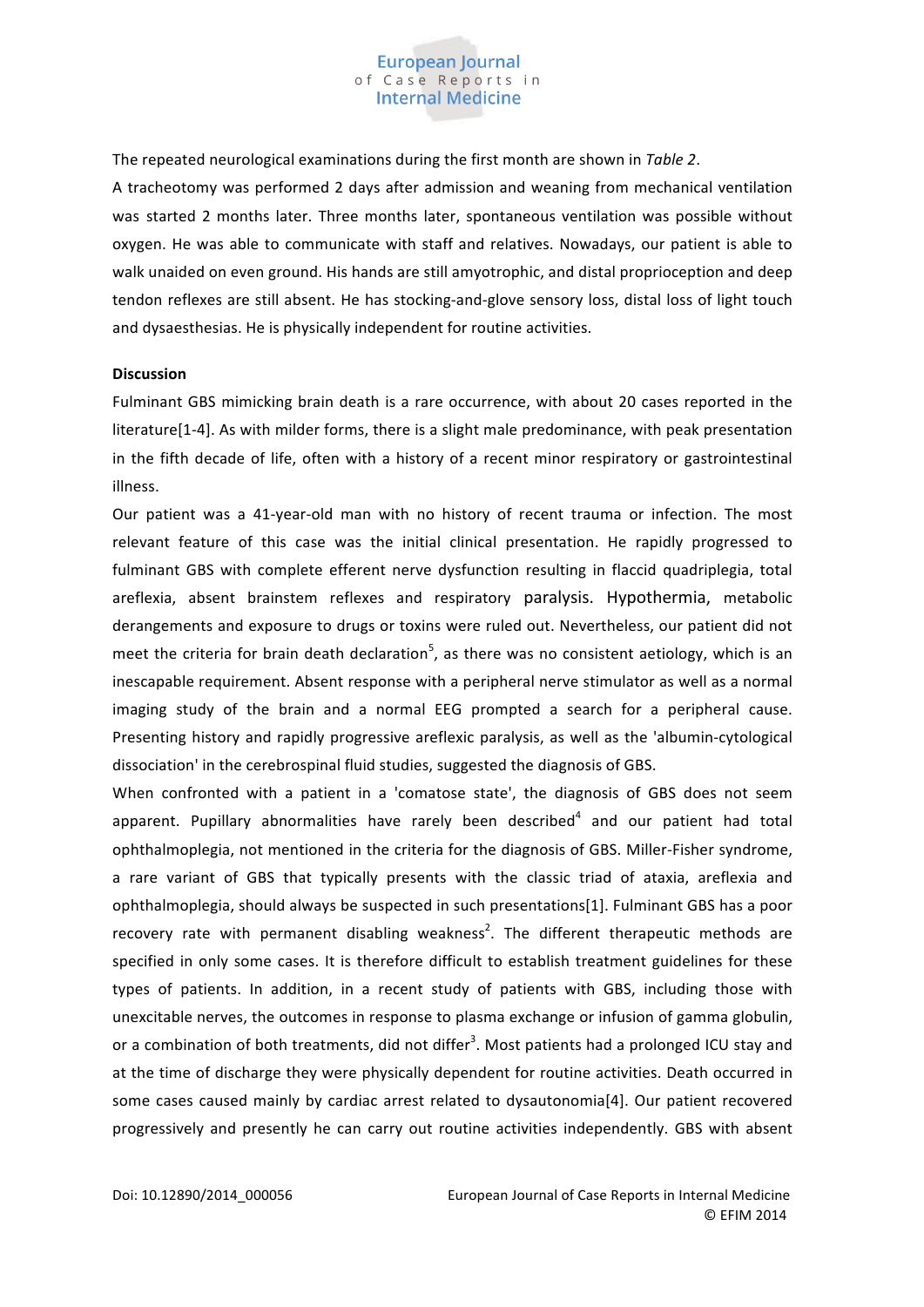The repeated neurological examinations during the first month are shown in *Table 2*.

A tracheotomy was performed 2 days after admission and weaning from mechanical ventilation was started 2 months later. Three months later, spontaneous ventilation was possible without oxygen. He was able to communicate with staff and relatives. Nowadays, our patient is able to walk unaided on even ground. His hands are still amyotrophic, and distal proprioception and deep tendon reflexes are still absent. He has stocking-and-glove sensory loss, distal loss of light touch and dysaesthesias. He is physically independent for routine activities.

**Discussion**

Fulminant GBS mimicking brain death is a rare occurrence, with about 20 cases reported in the literature[1-4]. As with milder forms, there is a slight male predominance, with peak presentation in the fifth decade of life, often with a history of a recent minor respiratory or gastrointestinal illness.

Our patient was a 41-year-old man with no history of recent trauma or infection. The most relevant feature of this case was the initial clinical presentation. He rapidly progressed to fulminant GBS with complete efferent nerve dysfunction resulting in flaccid quadriplegia, total areflexia, absent brainstem reflexes and respiratory paralysis. Hypothermia, metabolic derangements and exposure to drugs or toxins were ruled out. Nevertheless, our patient did not meet the criteria for brain death declaration[5], as there was no consistent aetiology, which is an inescapable requirement. Absent response with a peripheral nerve stimulator as well as a normal imaging study of the brain and a normal EEG prompted a search for a peripheral cause. Presenting history and rapidly progressive areflexic paralysis, as well as the 'albumin-cytological dissociation' in the cerebrospinal fluid studies, suggested the diagnosis of GBS.

When confronted with a patient in a 'comatose state', the diagnosis of GBS does not seem apparent. Pupillary abnormalities have rarely been described[4] and our patient had total ophthalmoplegia, not mentioned in the criteria for the diagnosis of GBS. Miller-Fisher syndrome, a rare variant of GBS that typically presents with the classic triad of ataxia, areflexia and ophthalmoplegia, should always be suspected in such presentations[1]. Fulminant GBS has a poor recovery rate with permanent disabling weakness[2]. The different therapeutic methods are specified in only some cases. It is therefore difficult to establish treatment guidelines for these types of patients. In addition, in a recent study of patients with GBS, including those with unexcitable nerves, the outcomes in response to plasma exchange or infusion of gamma globulin, or a combination of both treatments, did not differ[3]. Most patients had a prolonged ICU stay and at the time of discharge they were physically dependent for routine activities. Death occurred in some cases caused mainly by cardiac arrest related to dysautonomia[4]. Our patient recovered progressively and presently he can carry out routine activities independently. GBS with absent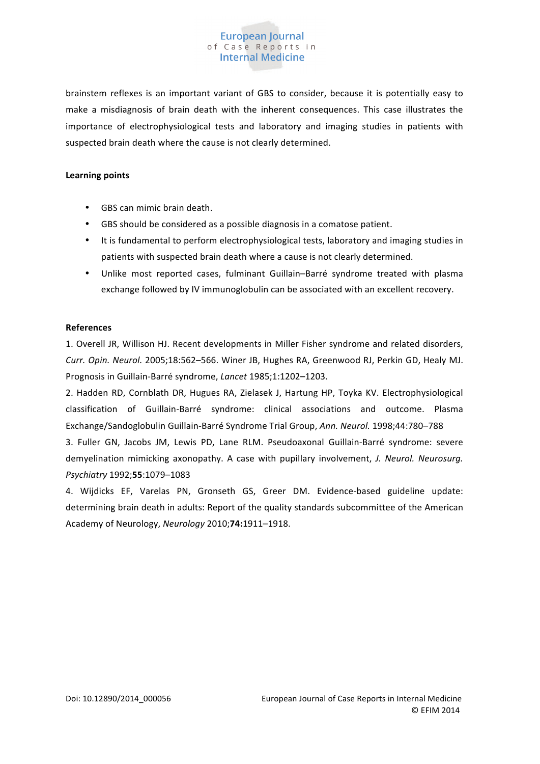brainstem reflexes is an important variant of GBS to consider, because it is potentially easy to make a misdiagnosis of brain death with the inherent consequences. This case illustrates the importance of electrophysiological tests and laboratory and imaging studies in patients with suspected brain death where the cause is not clearly determined.

**Learning points**

- GBS can mimic brain death.
- GBS should be considered as a possible diagnosis in a comatose patient.
- It is fundamental to perform electrophysiological tests, laboratory and imaging studies in patients with suspected brain death where a cause is not clearly determined.
- Unlike most reported cases, fulminant Guillain–Barré syndrome treated with plasma exchange followed by IV immunoglobulin can be associated with an excellent recovery.

**References**

1. Overell JR, Willison HJ. Recent developments in Miller Fisher syndrome and related disorders, *Curr. Opin. Neurol.* 2005;18:562–566. Winer JB, Hughes RA, Greenwood RJ, Perkin GD, Healy MJ. Prognosis in Guillain-Barré syndrome, *Lancet* 1985;1:1202–1203.
2. Hadden RD, Cornblath DR, Hugues RA, Zielasek J, Hartung HP, Toyka KV. Electrophysiological classification of Guillain-Barré syndrome: clinical associations and outcome. Plasma Exchange/Sandoglobulin Guillain-Barré Syndrome Trial Group, *Ann. Neurol.* 1998;44:780–788
3. Fuller GN, Jacobs JM, Lewis PD, Lane RLM. Pseudoaxonal Guillain-Barré syndrome: severe demyelination mimicking axonopathy. A case with pupillary involvement, *J. Neurol. Neurosurg. Psychiatry* 1992;**55**:1079–1083
4. Wijdicks EF, Varelas PN, Gronseth GS, Greer DM. Evidence-based guideline update: determining brain death in adults: Report of the quality standards subcommittee of the American Academy of Neurology, *Neurology* 2010;**74:**1911–1918.